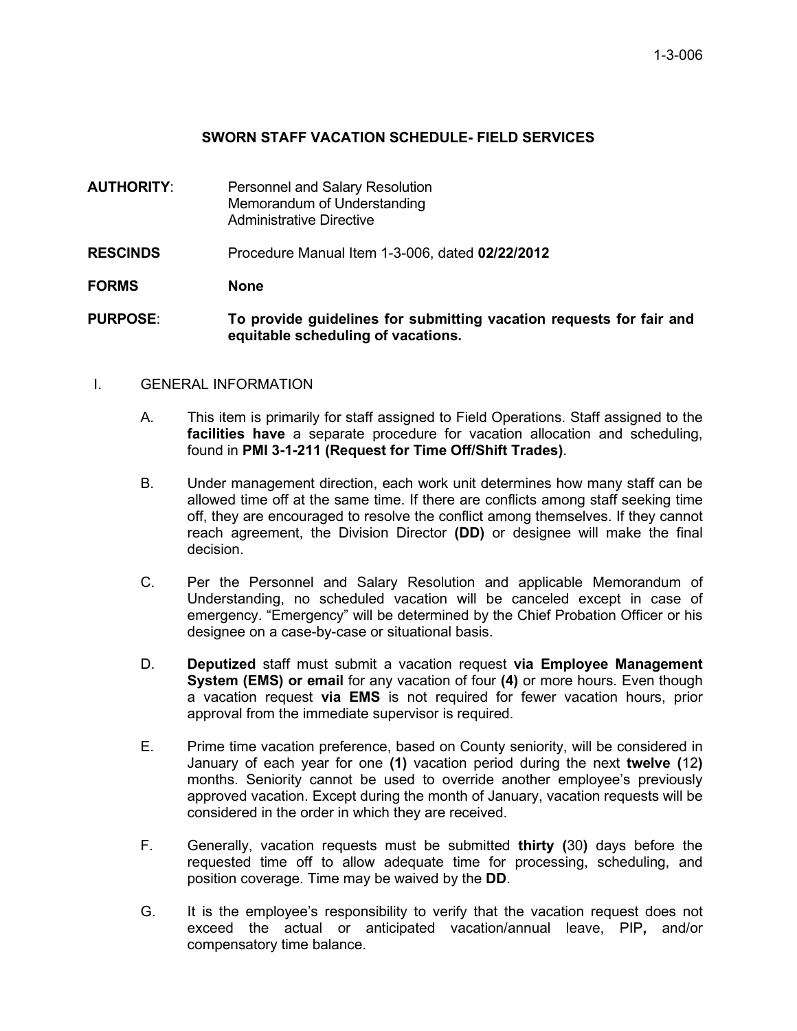# SWORN STAFF VACATION SCHEDULE- FIELD SERVICES

**AUTHORITY**: Personnel and Salary Resolution
Memorandum of Understanding
Administrative Directive

**RESCINDS** Procedure Manual Item 1-3-006, dated **02/22/2012**

**FORMS** **None**

**PURPOSE**: **To provide guidelines for submitting vacation requests for fair and equitable scheduling of vacations.**

I. GENERAL INFORMATION

A. This item is primarily for staff assigned to Field Operations. Staff assigned to the **facilities have** a separate procedure for vacation allocation and scheduling, found in **PMI 3-1-211 (Request for Time Off/Shift Trades)**.

B. Under management direction, each work unit determines how many staff can be allowed time off at the same time. If there are conflicts among staff seeking time off, they are encouraged to resolve the conflict among themselves. If they cannot reach agreement, the Division Director **(DD)** or designee will make the final decision.

C. Per the Personnel and Salary Resolution and applicable Memorandum of Understanding, no scheduled vacation will be canceled except in case of emergency. "Emergency" will be determined by the Chief Probation Officer or his designee on a case-by-case or situational basis.

D. **Deputized** staff must submit a vacation request **via Employee Management System (EMS) or email** for any vacation of four **(4)** or more hours. Even though a vacation request **via EMS** is not required for fewer vacation hours, prior approval from the immediate supervisor is required.

E. Prime time vacation preference, based on County seniority, will be considered in January of each year for one **(1)** vacation period during the next **twelve (**12**)** months. Seniority cannot be used to override another employee's previously approved vacation. Except during the month of January, vacation requests will be considered in the order in which they are received.

F. Generally, vacation requests must be submitted **thirty (**30**)** days before the requested time off to allow adequate time for processing, scheduling, and position coverage. Time may be waived by the **DD**.

G. It is the employee's responsibility to verify that the vacation request does not exceed the actual or anticipated vacation/annual leave, PIP**,** and/or compensatory time balance.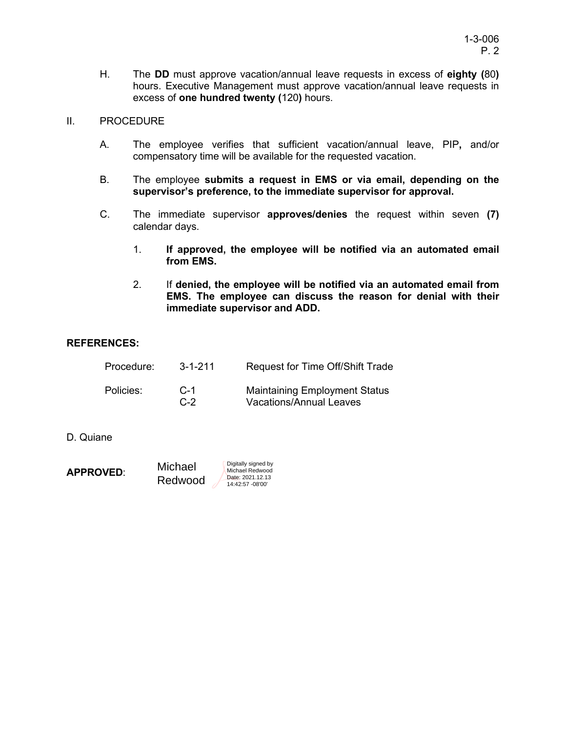H. The **DD** must approve vacation/annual leave requests in excess of **eighty (**80**)** hours. Executive Management must approve vacation/annual leave requests in excess of **one hundred twenty (**120**)** hours.

II. PROCEDURE

A. The employee verifies that sufficient vacation/annual leave, PIP**,** and/or compensatory time will be available for the requested vacation.

B. The employee **submits a request in EMS or via email, depending on the supervisor's preference, to the immediate supervisor for approval.**

C. The immediate supervisor **approves/denies** the request within seven **(7)** calendar days.

1. **If approved, the employee will be notified via an automated email from EMS.**

2. If **denied, the employee will be notified via an automated email from EMS. The employee can discuss the reason for denial with their immediate supervisor and ADD.**

**REFERENCES:**

| | | |
|---|---|---|
| Procedure: | 3-1-211 | Request for Time Off/Shift Trade |
| Policies: | C-1 | Maintaining Employment Status |
| | C-2 | Vacations/Annual Leaves |

D. Quiane

**APPROVED**: Michael Redwood — Digitally signed by Michael Redwood Date: 2021.12.13 14:42:57 -08'00'